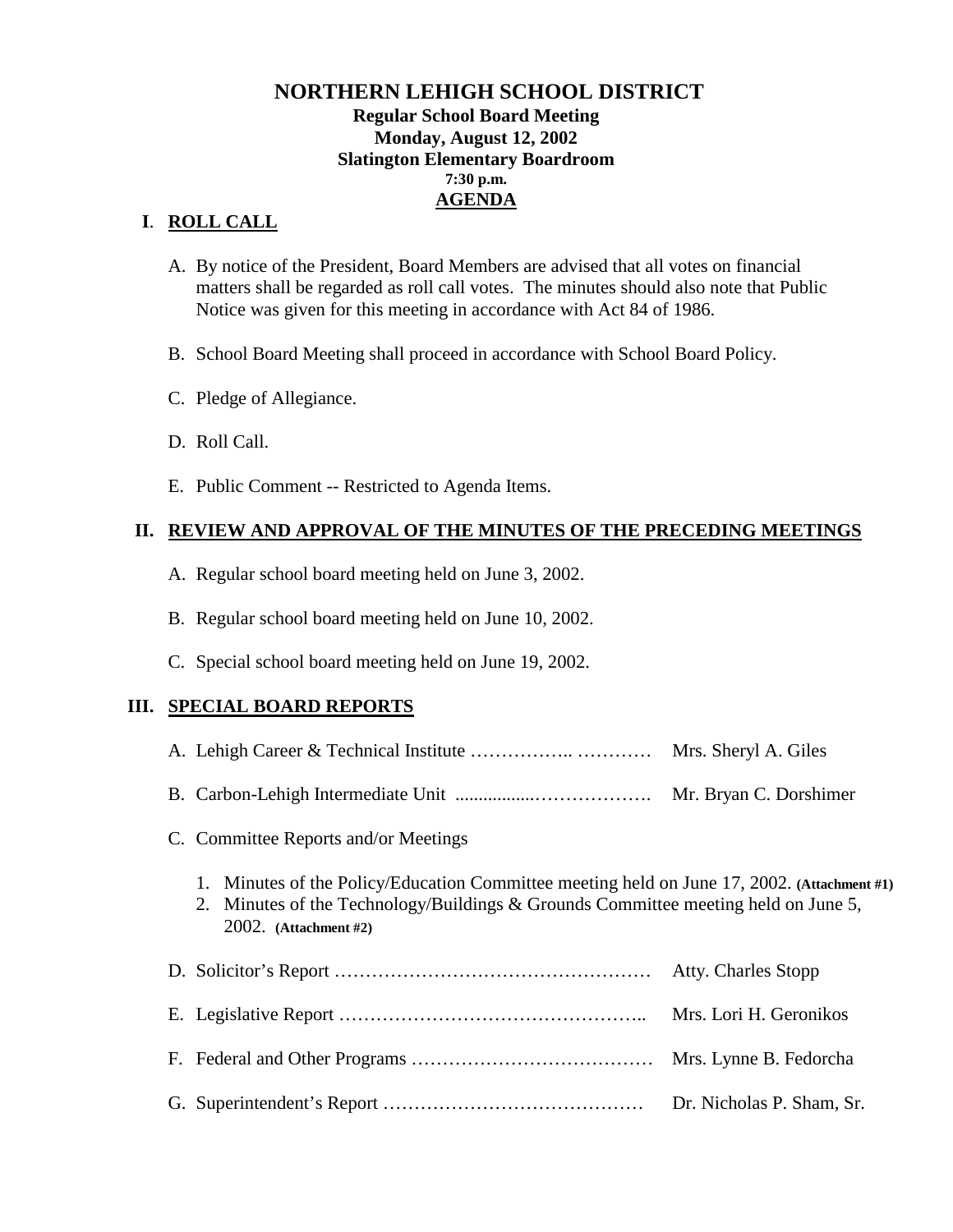# NORTHERN LEHIGH SCHOOL DISTRICT

**Regular School Board Meeting**
**Monday, August 12, 2002**
**Slatington Elementary Boardroom**
**7:30 p.m.**
**AGENDA**

## I. ROLL CALL

A. By notice of the President, Board Members are advised that all votes on financial matters shall be regarded as roll call votes. The minutes should also note that Public Notice was given for this meeting in accordance with Act 84 of 1986.

B. School Board Meeting shall proceed in accordance with School Board Policy.

C. Pledge of Allegiance.

D. Roll Call.

E. Public Comment -- Restricted to Agenda Items.

## II. REVIEW AND APPROVAL OF THE MINUTES OF THE PRECEDING MEETINGS

A. Regular school board meeting held on June 3, 2002.

B. Regular school board meeting held on June 10, 2002.

C. Special school board meeting held on June 19, 2002.

## III. SPECIAL BOARD REPORTS

A. Lehigh Career & Technical Institute …………….. ………… Mrs. Sheryl A. Giles

B. Carbon-Lehigh Intermediate Unit .................………………. Mr. Bryan C. Dorshimer

C. Committee Reports and/or Meetings

1. Minutes of the Policy/Education Committee meeting held on June 17, 2002. **(Attachment #1)**
2. Minutes of the Technology/Buildings & Grounds Committee meeting held on June 5, 2002. **(Attachment #2)**

D. Solicitor's Report …………………………………………… Atty. Charles Stopp

E. Legislative Report ………………………………………….. Mrs. Lori H. Geronikos

F. Federal and Other Programs ………………………………… Mrs. Lynne B. Fedorcha

G. Superintendent's Report …………………………………… Dr. Nicholas P. Sham, Sr.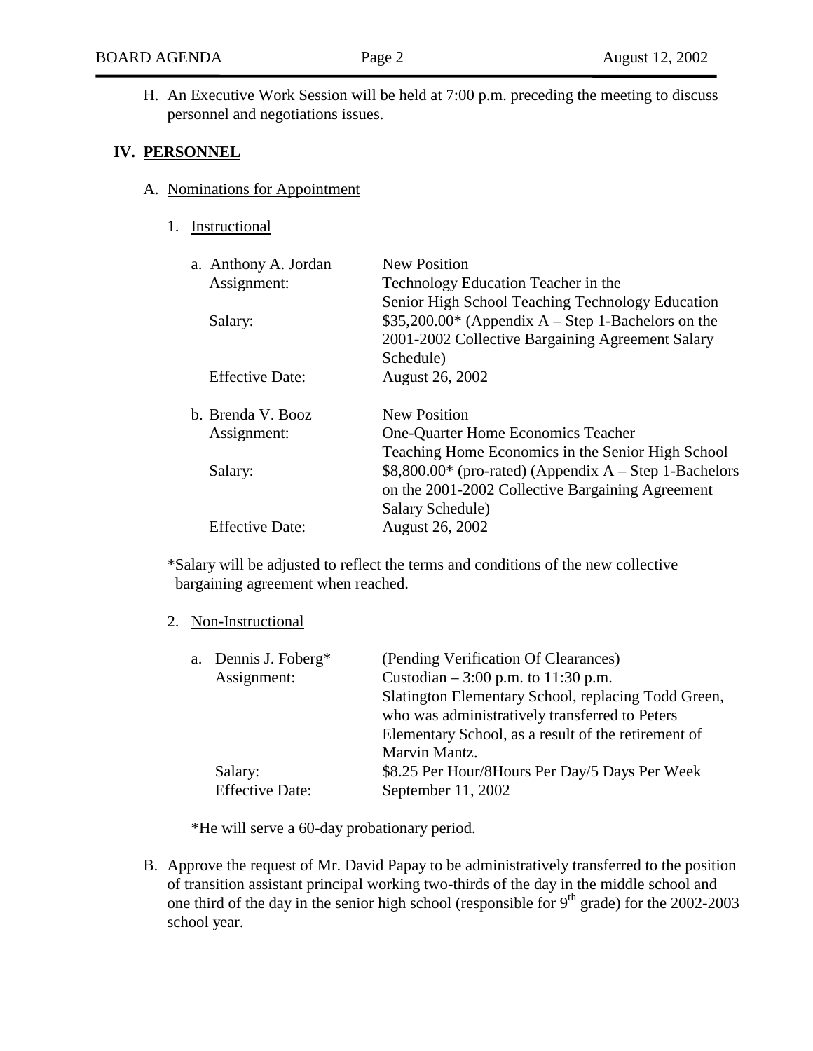H. An Executive Work Session will be held at 7:00 p.m. preceding the meeting to discuss personnel and negotiations issues.

## IV. PERSONNEL

A. Nominations for Appointment

1. Instructional

a. Anthony A. Jordan — New Position

| | |
|---|---|
| Assignment: | Technology Education Teacher in the Senior High School Teaching Technology Education |
| Salary: | $35,200.00* (Appendix A – Step 1-Bachelors on the 2001-2002 Collective Bargaining Agreement Salary Schedule) |
| Effective Date: | August 26, 2002 |

b. Brenda V. Booz — New Position

| | |
|---|---|
| Assignment: | One-Quarter Home Economics Teacher Teaching Home Economics in the Senior High School |
| Salary: | $8,800.00* (pro-rated) (Appendix A – Step 1-Bachelors on the 2001-2002 Collective Bargaining Agreement Salary Schedule) |
| Effective Date: | August 26, 2002 |

*Salary will be adjusted to reflect the terms and conditions of the new collective bargaining agreement when reached.

2. Non-Instructional

a. Dennis J. Foberg* — (Pending Verification Of Clearances)

| | |
|---|---|
| Assignment: | Custodian – 3:00 p.m. to 11:30 p.m. Slatington Elementary School, replacing Todd Green, who was administratively transferred to Peters Elementary School, as a result of the retirement of Marvin Mantz. |
| Salary: | $8.25 Per Hour/8Hours Per Day/5 Days Per Week |
| Effective Date: | September 11, 2002 |

*He will serve a 60-day probationary period.

B. Approve the request of Mr. David Papay to be administratively transferred to the position of transition assistant principal working two-thirds of the day in the middle school and one third of the day in the senior high school (responsible for 9th grade) for the 2002-2003 school year.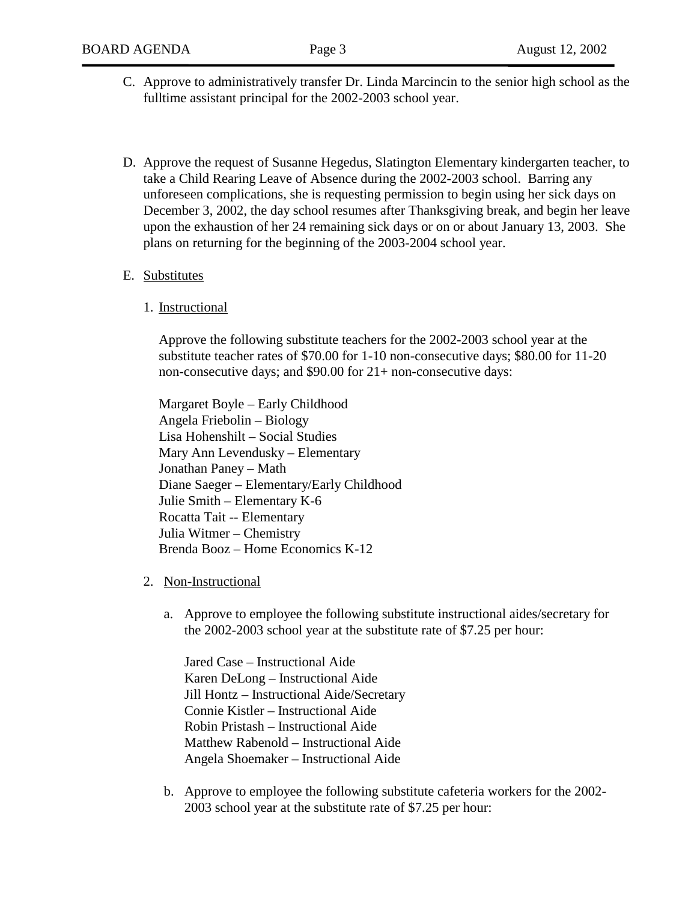C. Approve to administratively transfer Dr. Linda Marcincin to the senior high school as the fulltime assistant principal for the 2002-2003 school year.

D. Approve the request of Susanne Hegedus, Slatington Elementary kindergarten teacher, to take a Child Rearing Leave of Absence during the 2002-2003 school. Barring any unforeseen complications, she is requesting permission to begin using her sick days on December 3, 2002, the day school resumes after Thanksgiving break, and begin her leave upon the exhaustion of her 24 remaining sick days or on or about January 13, 2003. She plans on returning for the beginning of the 2003-2004 school year.

E. <u>Substitutes</u>

1. <u>Instructional</u>

   Approve the following substitute teachers for the 2002-2003 school year at the substitute teacher rates of $70.00 for 1-10 non-consecutive days; $80.00 for 11-20 non-consecutive days; and $90.00 for 21+ non-consecutive days:

   Margaret Boyle – Early Childhood
   Angela Friebolin – Biology
   Lisa Hohenshilt – Social Studies
   Mary Ann Levendusky – Elementary
   Jonathan Paney – Math
   Diane Saeger – Elementary/Early Childhood
   Julie Smith – Elementary K-6
   Rocatta Tait -- Elementary
   Julia Witmer – Chemistry
   Brenda Booz – Home Economics K-12

2. <u>Non-Instructional</u>

   a. Approve to employee the following substitute instructional aides/secretary for the 2002-2003 school year at the substitute rate of $7.25 per hour:

      Jared Case – Instructional Aide
      Karen DeLong – Instructional Aide
      Jill Hontz – Instructional Aide/Secretary
      Connie Kistler – Instructional Aide
      Robin Pristash – Instructional Aide
      Matthew Rabenold – Instructional Aide
      Angela Shoemaker – Instructional Aide

   b. Approve to employee the following substitute cafeteria workers for the 2002-2003 school year at the substitute rate of $7.25 per hour: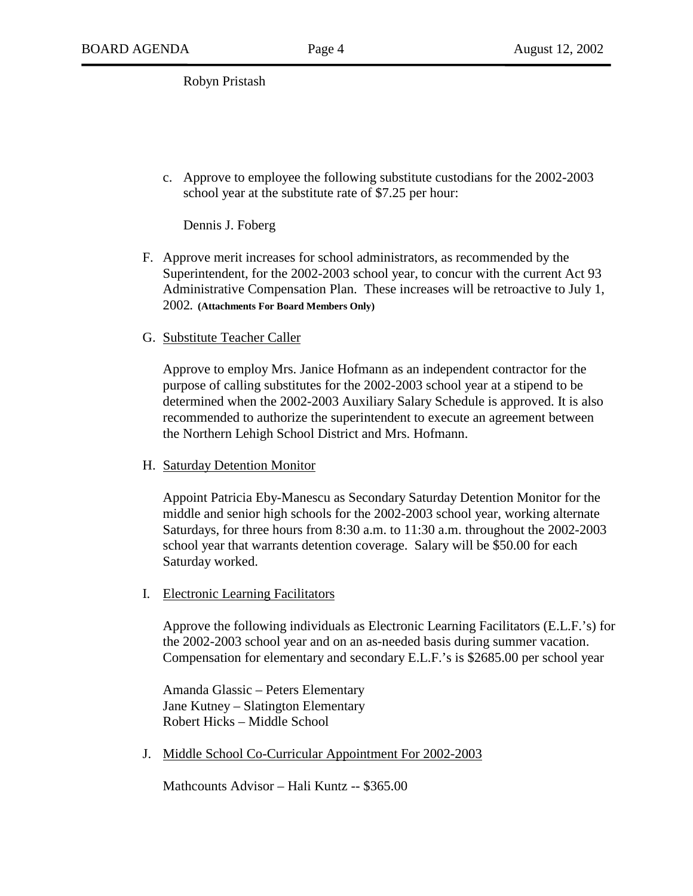Robyn Pristash

c. Approve to employee the following substitute custodians for the 2002-2003 school year at the substitute rate of $7.25 per hour:

   Dennis J. Foberg

F. Approve merit increases for school administrators, as recommended by the Superintendent, for the 2002-2003 school year, to concur with the current Act 93 Administrative Compensation Plan. These increases will be retroactive to July 1, 2002. **(Attachments For Board Members Only)**

G. Substitute Teacher Caller

   Approve to employ Mrs. Janice Hofmann as an independent contractor for the purpose of calling substitutes for the 2002-2003 school year at a stipend to be determined when the 2002-2003 Auxiliary Salary Schedule is approved. It is also recommended to authorize the superintendent to execute an agreement between the Northern Lehigh School District and Mrs. Hofmann.

H. Saturday Detention Monitor

   Appoint Patricia Eby-Manescu as Secondary Saturday Detention Monitor for the middle and senior high schools for the 2002-2003 school year, working alternate Saturdays, for three hours from 8:30 a.m. to 11:30 a.m. throughout the 2002-2003 school year that warrants detention coverage. Salary will be $50.00 for each Saturday worked.

I. Electronic Learning Facilitators

   Approve the following individuals as Electronic Learning Facilitators (E.L.F.'s) for the 2002-2003 school year and on an as-needed basis during summer vacation. Compensation for elementary and secondary E.L.F.'s is $2685.00 per school year

   Amanda Glassic – Peters Elementary
   Jane Kutney – Slatington Elementary
   Robert Hicks – Middle School

J. Middle School Co-Curricular Appointment For 2002-2003

   Mathcounts Advisor – Hali Kuntz -- $365.00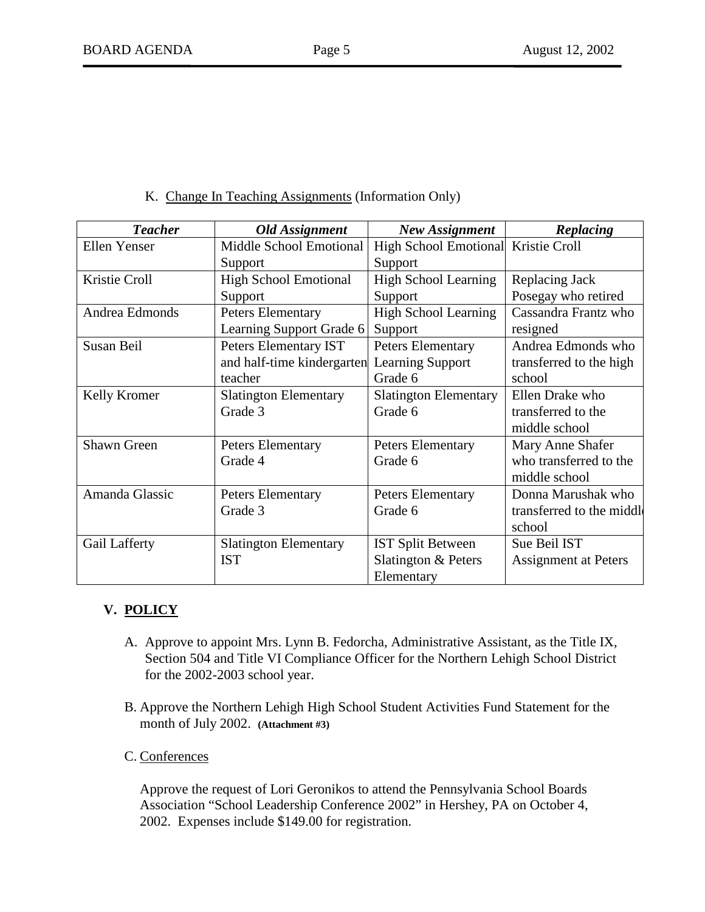K. Change In Teaching Assignments (Information Only)

| ***Teacher*** | ***Old Assignment*** | ***New Assignment*** | ***Replacing*** |
|---|---|---|---|
| Ellen Yenser | Middle School Emotional Support | High School Emotional Support | Kristie Croll |
| Kristie Croll | High School Emotional Support | High School Learning Support | Replacing Jack Posegay who retired |
| Andrea Edmonds | Peters Elementary Learning Support Grade 6 | High School Learning Support | Cassandra Frantz who resigned |
| Susan Beil | Peters Elementary IST and half-time kindergarten teacher | Peters Elementary Learning Support Grade 6 | Andrea Edmonds who transferred to the high school |
| Kelly Kromer | Slatington Elementary Grade 3 | Slatington Elementary Grade 6 | Ellen Drake who transferred to the middle school |
| Shawn Green | Peters Elementary Grade 4 | Peters Elementary Grade 6 | Mary Anne Shafer who transferred to the middle school |
| Amanda Glassic | Peters Elementary Grade 3 | Peters Elementary Grade 6 | Donna Marushak who transferred to the middle school |
| Gail Lafferty | Slatington Elementary IST | IST Split Between Slatington & Peters Elementary | Sue Beil IST Assignment at Peters |

## V. POLICY

A. Approve to appoint Mrs. Lynn B. Fedorcha, Administrative Assistant, as the Title IX, Section 504 and Title VI Compliance Officer for the Northern Lehigh School District for the 2002-2003 school year.

B. Approve the Northern Lehigh High School Student Activities Fund Statement for the month of July 2002. **(Attachment #3)**

C. Conferences

Approve the request of Lori Geronikos to attend the Pennsylvania School Boards Association "School Leadership Conference 2002" in Hershey, PA on October 4, 2002. Expenses include $149.00 for registration.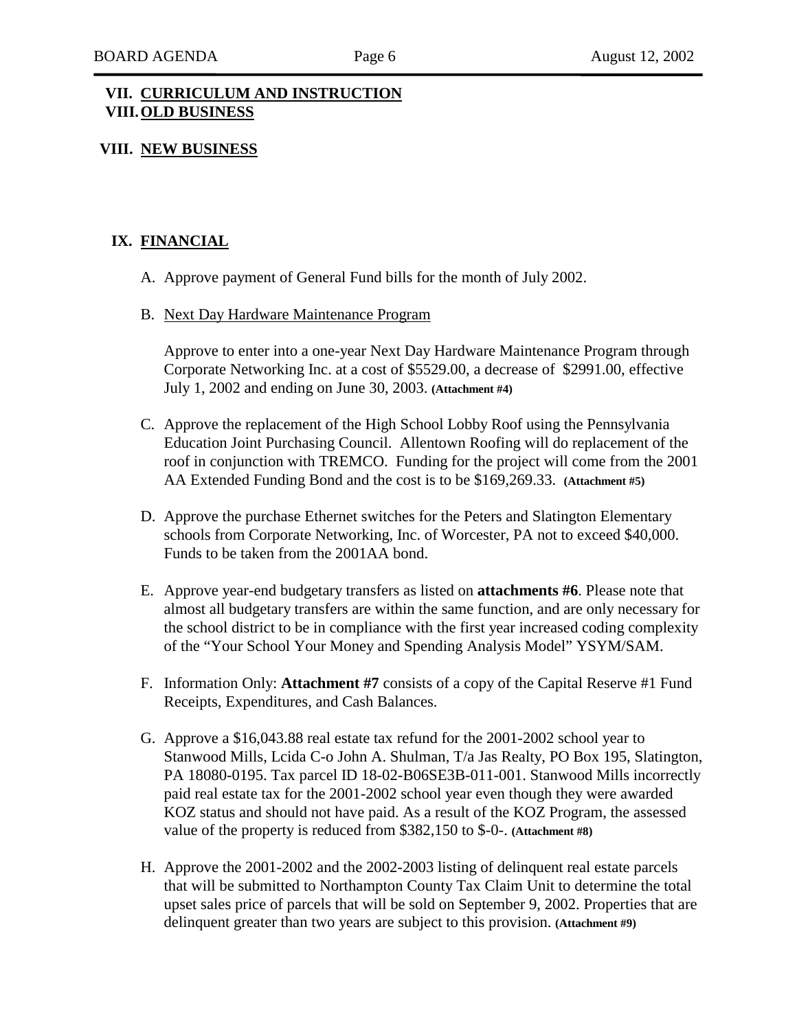## VII. CURRICULUM AND INSTRUCTION

## VIII. OLD BUSINESS

## VIII. NEW BUSINESS

## IX. FINANCIAL

A. Approve payment of General Fund bills for the month of July 2002.

B. Next Day Hardware Maintenance Program

   Approve to enter into a one-year Next Day Hardware Maintenance Program through Corporate Networking Inc. at a cost of $5529.00, a decrease of $2991.00, effective July 1, 2002 and ending on June 30, 2003. **(Attachment #4)**

C. Approve the replacement of the High School Lobby Roof using the Pennsylvania Education Joint Purchasing Council. Allentown Roofing will do replacement of the roof in conjunction with TREMCO. Funding for the project will come from the 2001 AA Extended Funding Bond and the cost is to be $169,269.33. **(Attachment #5)**

D. Approve the purchase Ethernet switches for the Peters and Slatington Elementary schools from Corporate Networking, Inc. of Worcester, PA not to exceed $40,000. Funds to be taken from the 2001AA bond.

E. Approve year-end budgetary transfers as listed on **attachments #6**. Please note that almost all budgetary transfers are within the same function, and are only necessary for the school district to be in compliance with the first year increased coding complexity of the "Your School Your Money and Spending Analysis Model" YSYM/SAM.

F. Information Only: **Attachment #7** consists of a copy of the Capital Reserve #1 Fund Receipts, Expenditures, and Cash Balances.

G. Approve a $16,043.88 real estate tax refund for the 2001-2002 school year to Stanwood Mills, Lcida C-o John A. Shulman, T/a Jas Realty, PO Box 195, Slatington, PA 18080-0195. Tax parcel ID 18-02-B06SE3B-011-001. Stanwood Mills incorrectly paid real estate tax for the 2001-2002 school year even though they were awarded KOZ status and should not have paid. As a result of the KOZ Program, the assessed value of the property is reduced from $382,150 to $-0-. **(Attachment #8)**

H. Approve the 2001-2002 and the 2002-2003 listing of delinquent real estate parcels that will be submitted to Northampton County Tax Claim Unit to determine the total upset sales price of parcels that will be sold on September 9, 2002. Properties that are delinquent greater than two years are subject to this provision. **(Attachment #9)**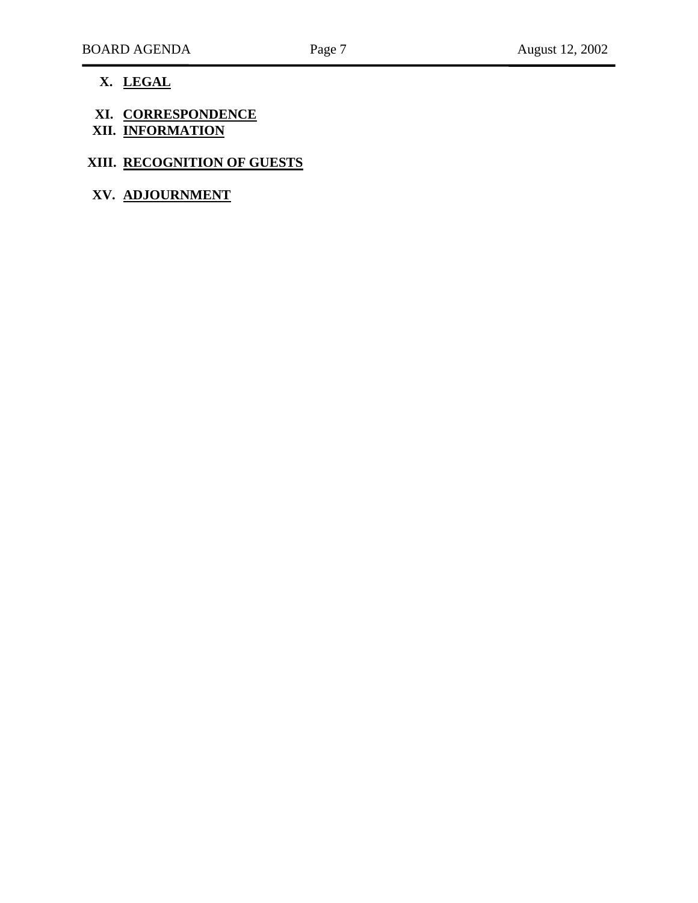**X. LEGAL**

**XI. CORRESPONDENCE**

**XII. INFORMATION**

**XIII. RECOGNITION OF GUESTS**

**XV. ADJOURNMENT**